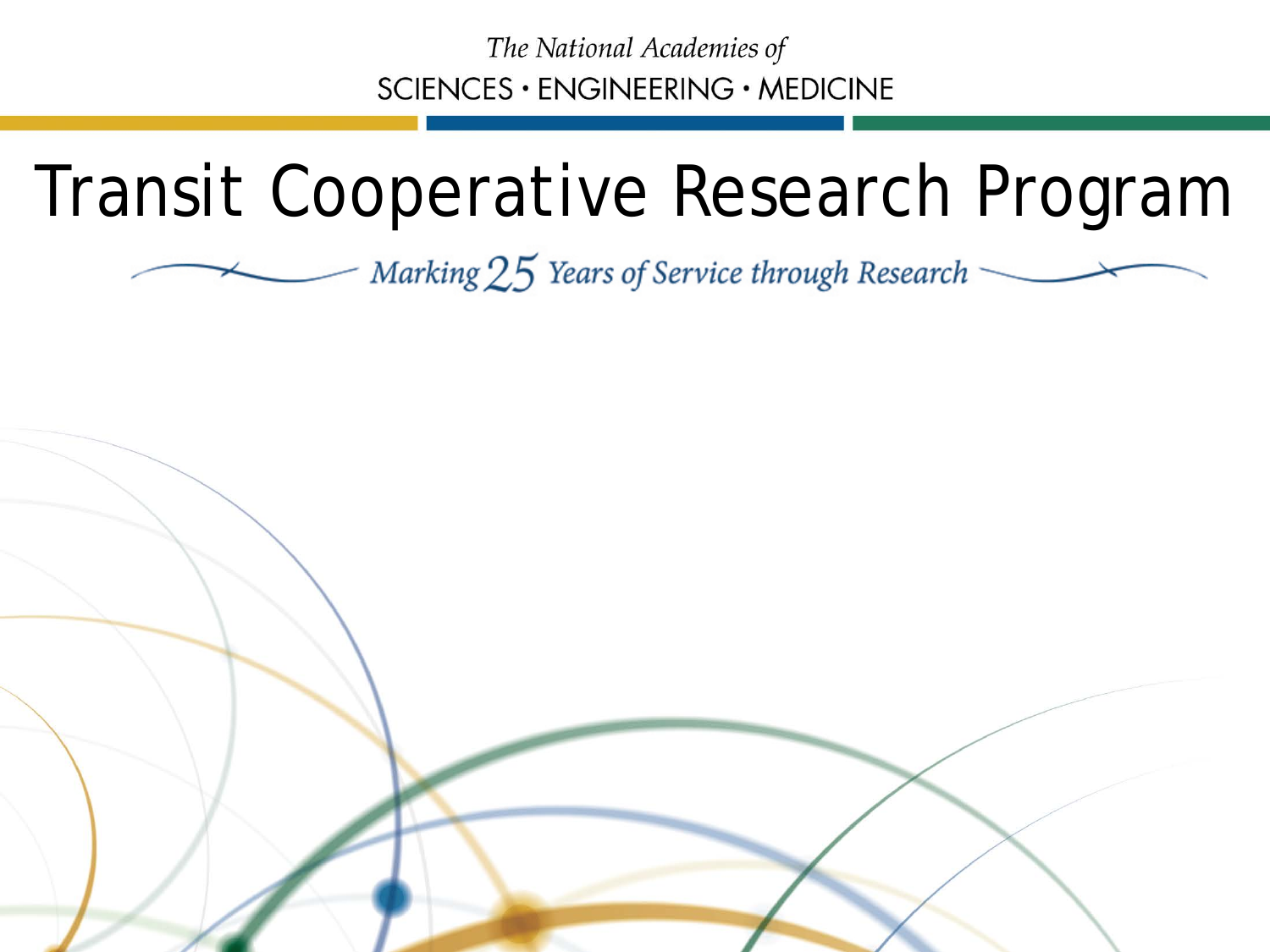The National Academies of
SCIENCES · ENGINEERING · MEDICINE

# Transit Cooperative Research Program

*Marking 25 Years of Service through Research*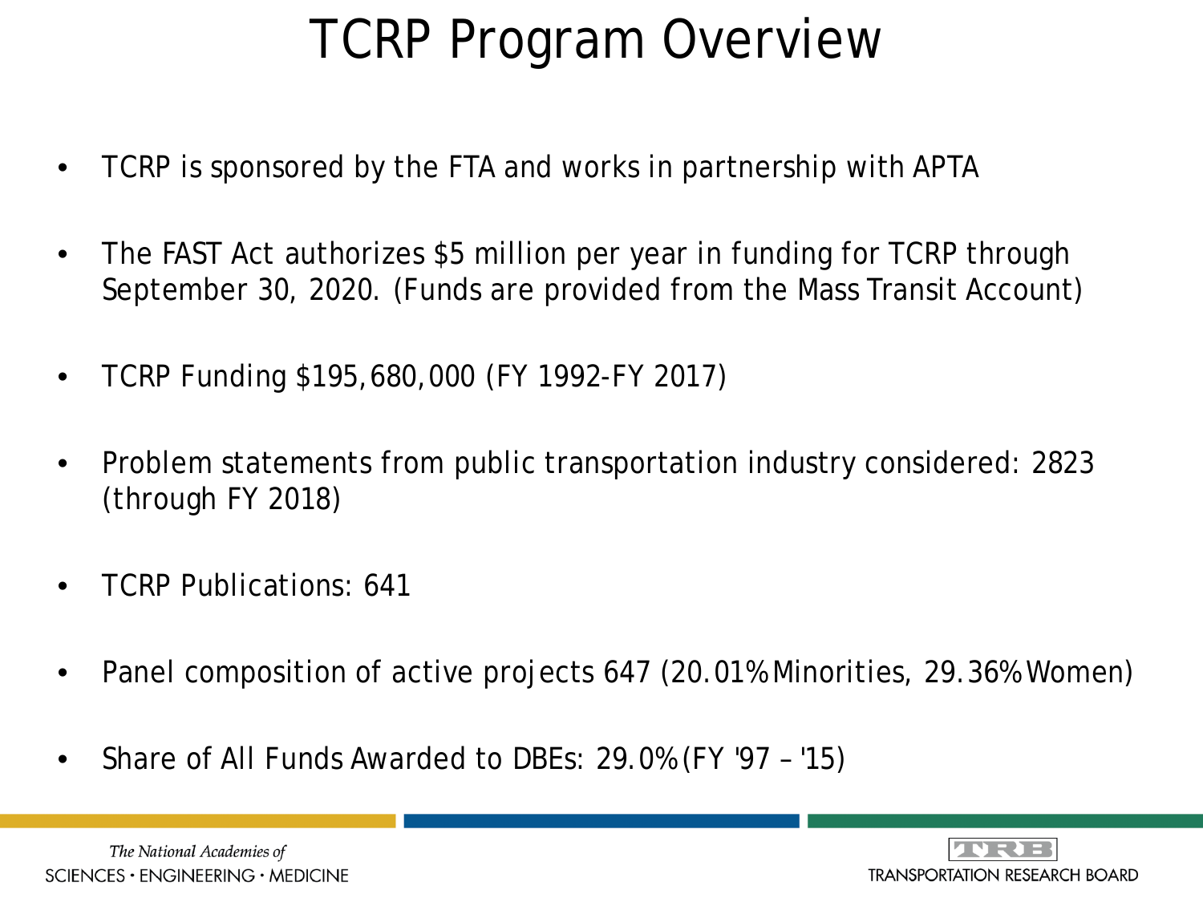# TCRP Program Overview

- TCRP is sponsored by the FTA and works in partnership with APTA
- The FAST Act authorizes $5 million per year in funding for TCRP through September 30, 2020. (Funds are provided from the Mass Transit Account)
- TCRP Funding $195,680,000 (FY 1992-FY 2017)
- Problem statements from public transportation industry considered: 2823 (through FY 2018)
- TCRP Publications: 641
- Panel composition of active projects 647 (20.01% Minorities, 29.36% Women)
- Share of All Funds Awarded to DBEs: 29.0% (FY '97 – '15)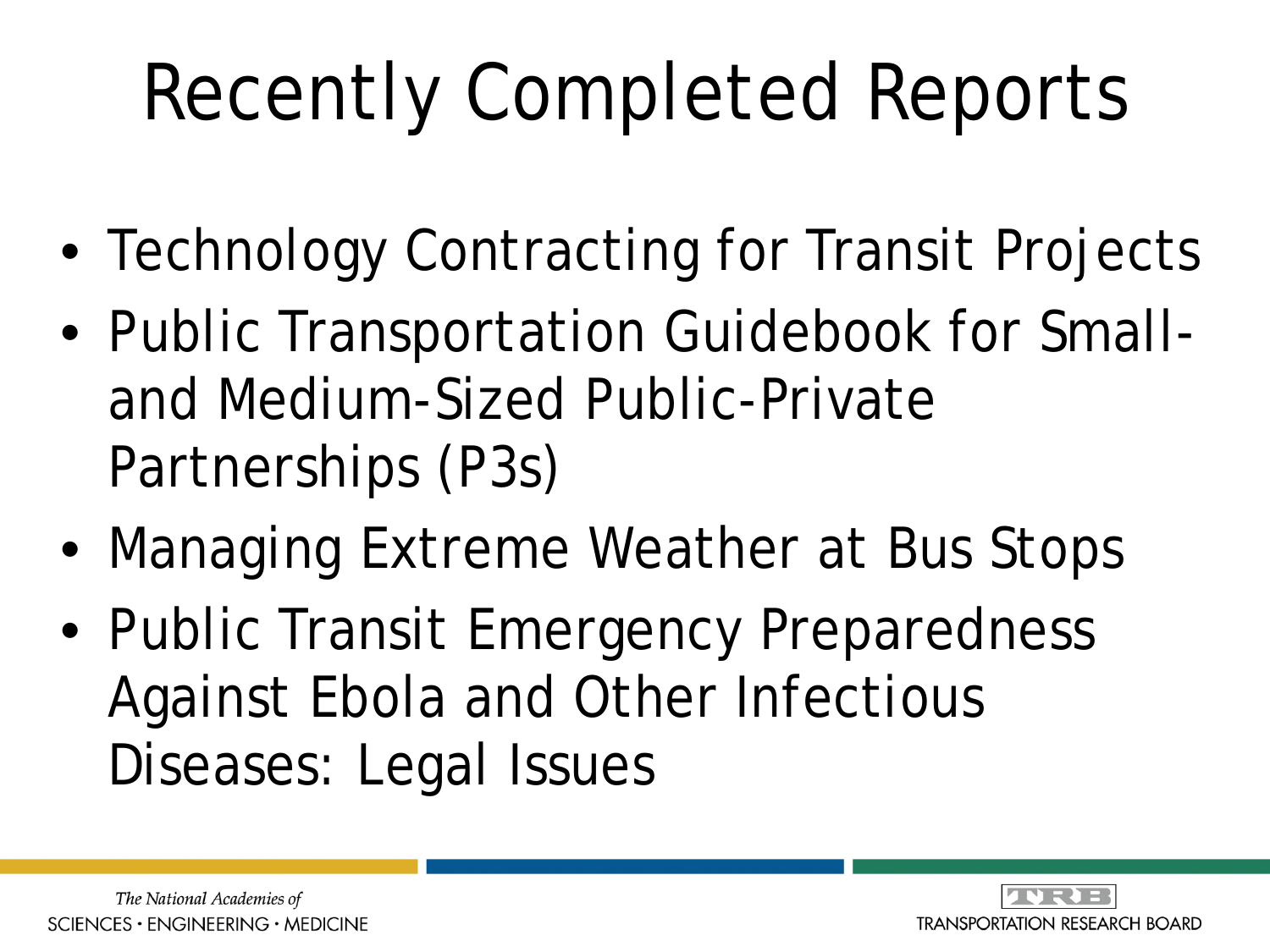# Recently Completed Reports

- Technology Contracting for Transit Projects
- Public Transportation Guidebook for Small- and Medium-Sized Public-Private Partnerships (P3s)
- Managing Extreme Weather at Bus Stops
- Public Transit Emergency Preparedness Against Ebola and Other Infectious Diseases: Legal Issues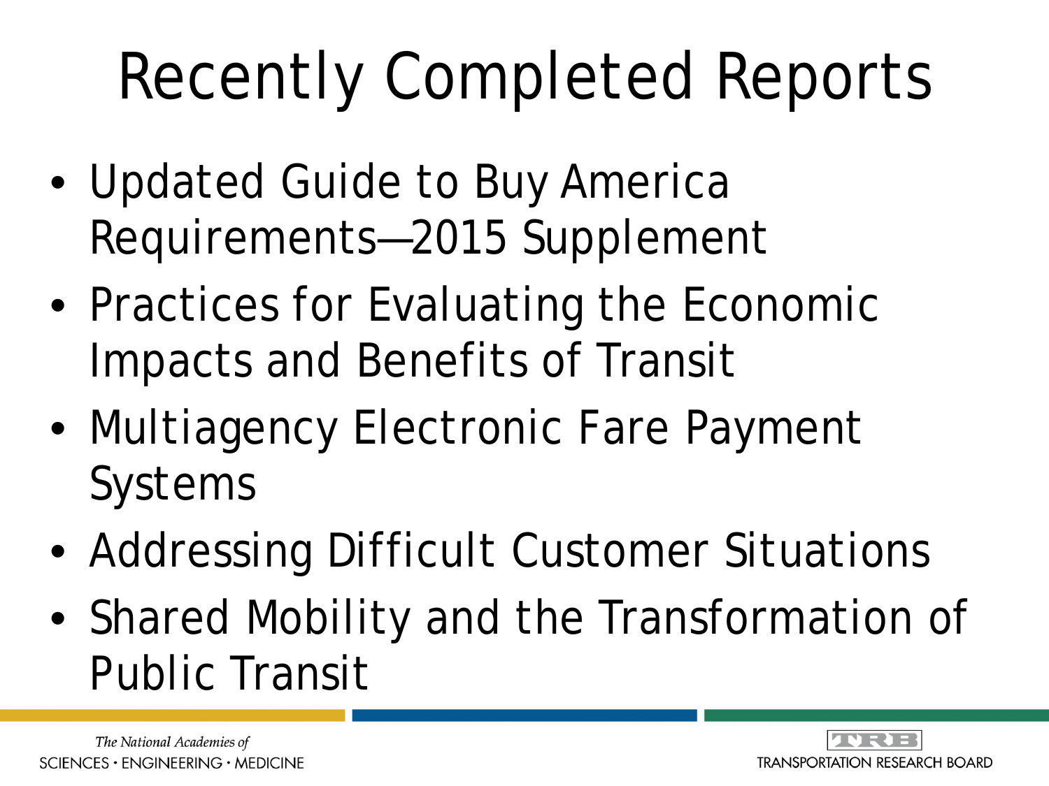# Recently Completed Reports

- Updated Guide to Buy America Requirements—2015 Supplement
- Practices for Evaluating the Economic Impacts and Benefits of Transit
- Multiagency Electronic Fare Payment Systems
- Addressing Difficult Customer Situations
- Shared Mobility and the Transformation of Public Transit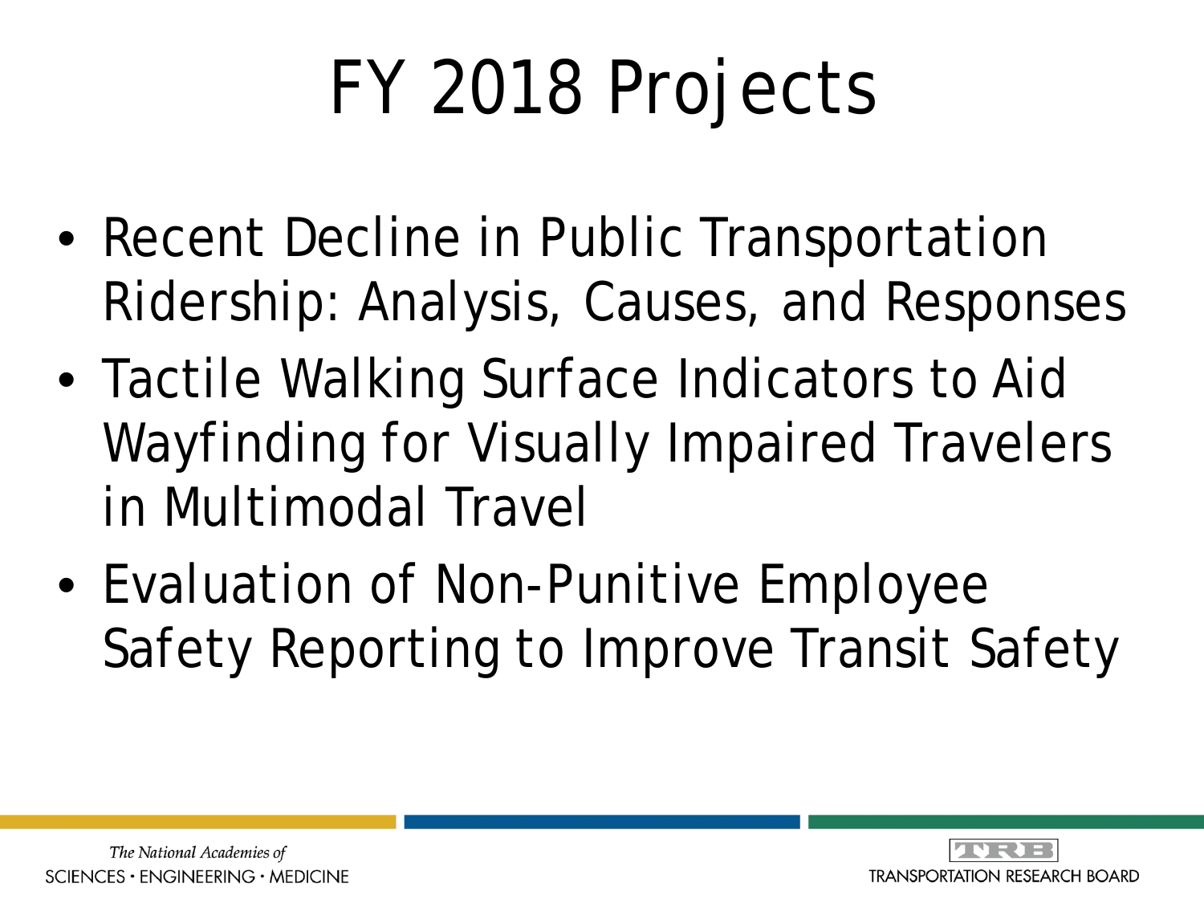# FY 2018 Projects

- Recent Decline in Public Transportation Ridership: Analysis, Causes, and Responses
- Tactile Walking Surface Indicators to Aid Wayfinding for Visually Impaired Travelers in Multimodal Travel
- Evaluation of Non-Punitive Employee Safety Reporting to Improve Transit Safety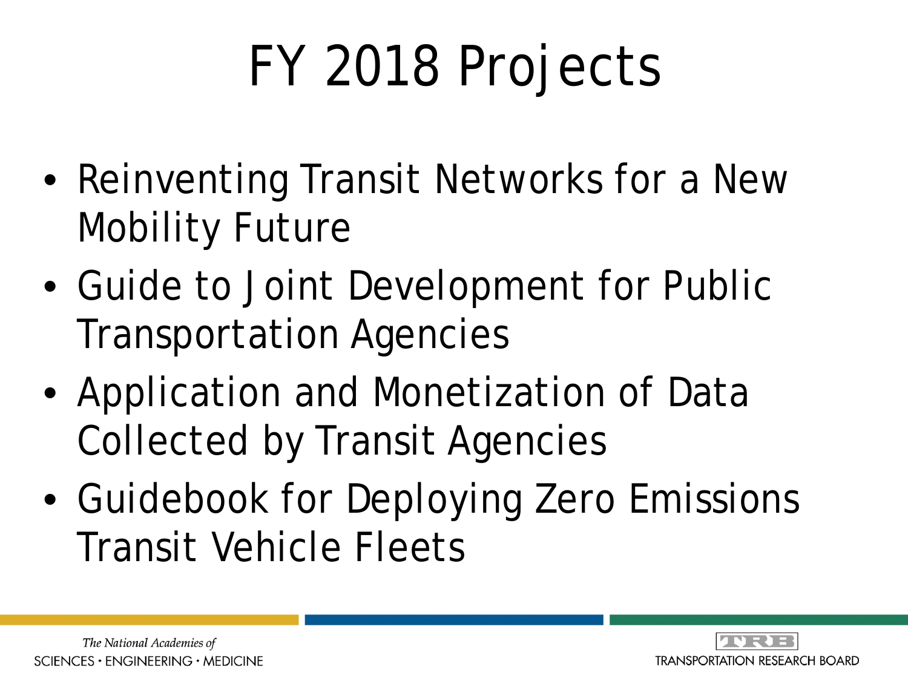# FY 2018 Projects

- Reinventing Transit Networks for a New Mobility Future
- Guide to Joint Development for Public Transportation Agencies
- Application and Monetization of Data Collected by Transit Agencies
- Guidebook for Deploying Zero Emissions Transit Vehicle Fleets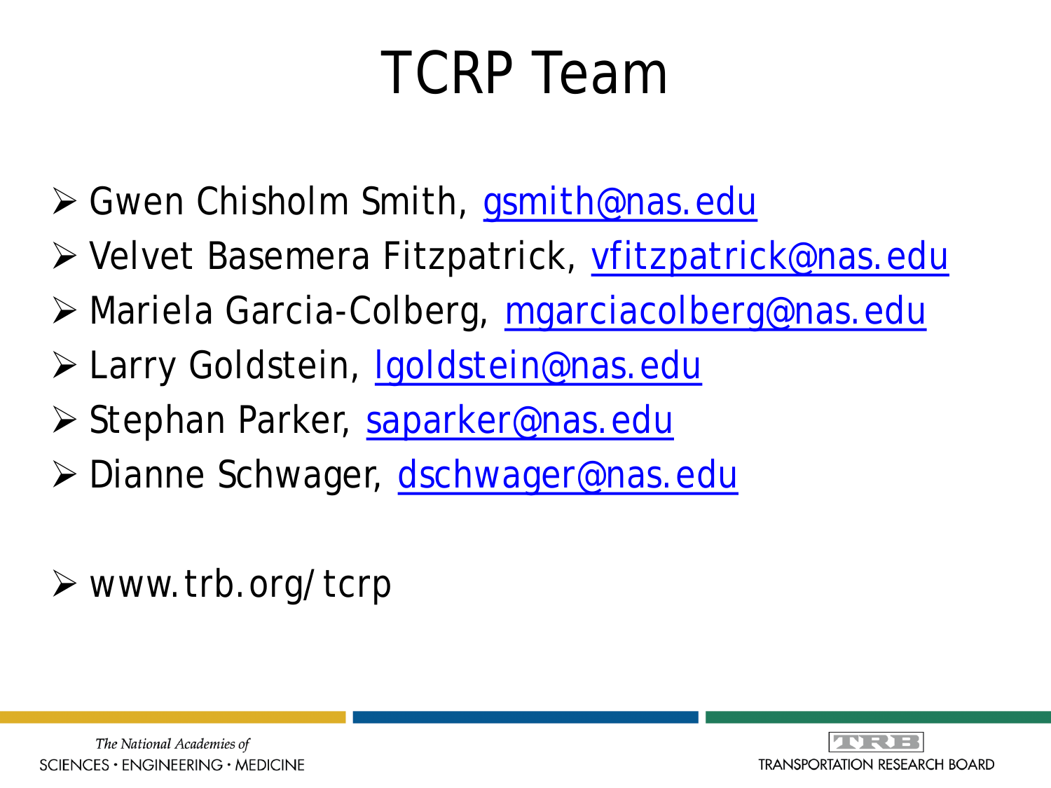# TCRP Team

- Gwen Chisholm Smith, gsmith@nas.edu
- Velvet Basemera Fitzpatrick, vfitzpatrick@nas.edu
- Mariela Garcia-Colberg, mgarciacolberg@nas.edu
- Larry Goldstein, lgoldstein@nas.edu
- Stephan Parker, saparker@nas.edu
- Dianne Schwager, dschwager@nas.edu

- www.trb.org/tcrp

*The National Academies of*
SCIENCES · ENGINEERING · MEDICINE

TRB
TRANSPORTATION RESEARCH BOARD